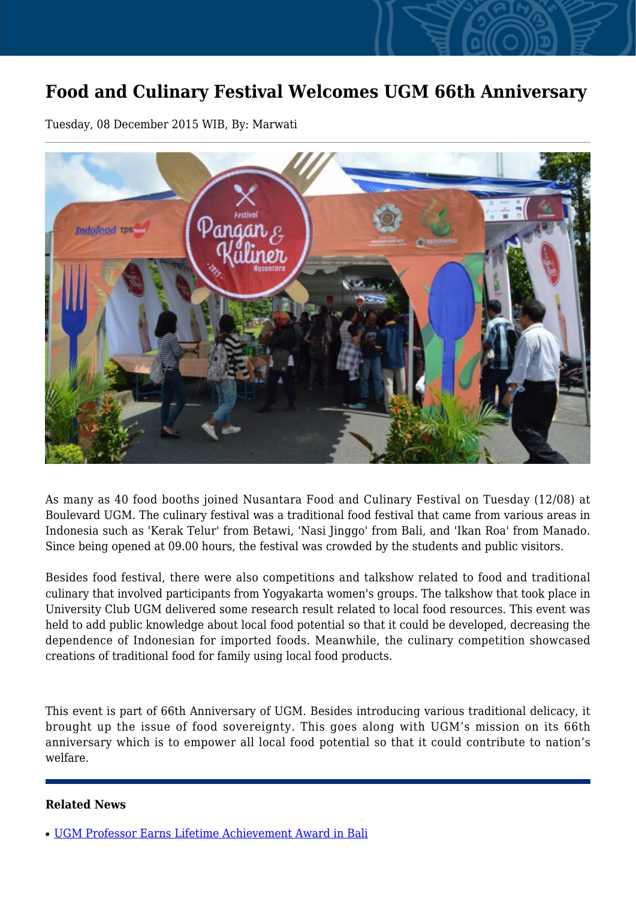# Food and Culinary Festival Welcomes UGM 66th Anniversary

Tuesday, 08 December 2015 WIB, By: Marwati

As many as 40 food booths joined Nusantara Food and Culinary Festival on Tuesday (12/08) at Boulevard UGM. The culinary festival was a traditional food festival that came from various areas in Indonesia such as 'Kerak Telur' from Betawi, 'Nasi Jinggo' from Bali, and 'Ikan Roa' from Manado. Since being opened at 09.00 hours, the festival was crowded by the students and public visitors.

Besides food festival, there were also competitions and talkshow related to food and traditional culinary that involved participants from Yogyakarta women's groups. The talkshow that took place in University Club UGM delivered some research result related to local food resources. This event was held to add public knowledge about local food potential so that it could be developed, decreasing the dependence of Indonesian for imported foods. Meanwhile, the culinary competition showcased creations of traditional food for family using local food products.

This event is part of 66th Anniversary of UGM. Besides introducing various traditional delicacy, it brought up the issue of food sovereignty. This goes along with UGM's mission on its 66th anniversary which is to empower all local food potential so that it could contribute to nation's welfare.

**Related News**

- UGM Professor Earns Lifetime Achievement Award in Bali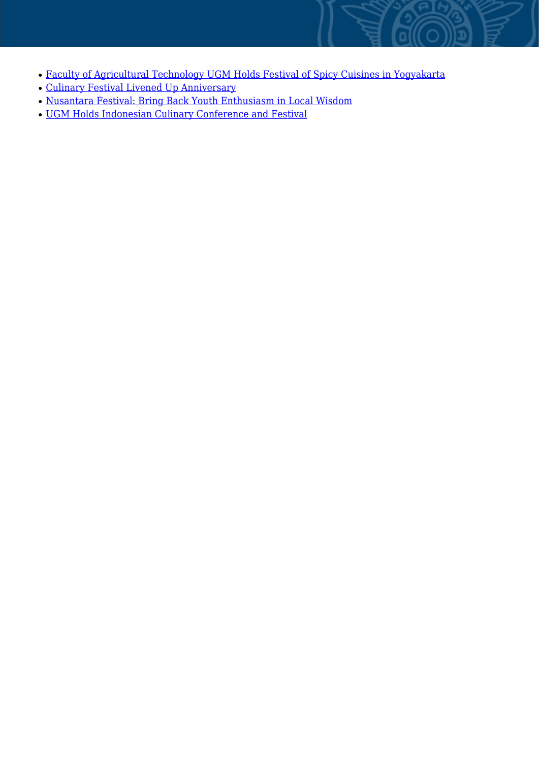- Faculty of Agricultural Technology UGM Holds Festival of Spicy Cuisines in Yogyakarta
- Culinary Festival Livened Up Anniversary
- Nusantara Festival: Bring Back Youth Enthusiasm in Local Wisdom
- UGM Holds Indonesian Culinary Conference and Festival